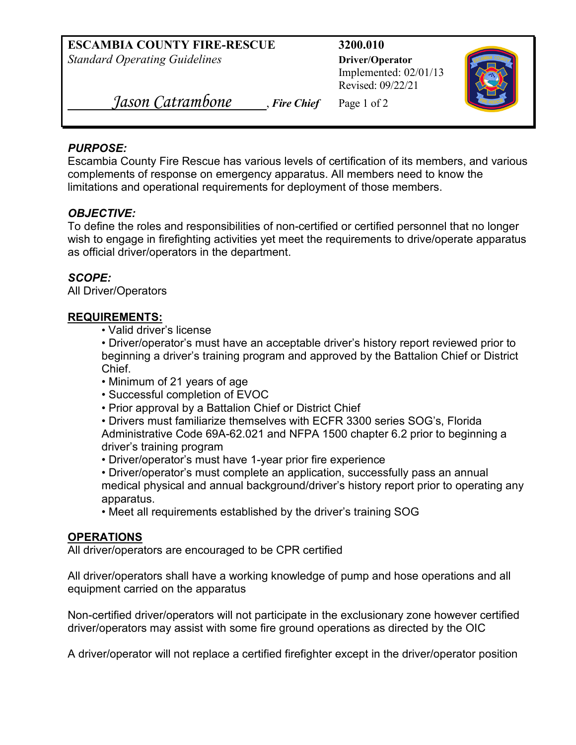**ESCAMBIA COUNTY FIRE-RESCUE**
*Standard Operating Guidelines*

*Jason Catrambone*, ***Fire Chief***

**3200.010**
**Driver/Operator**
Implemented: 02/01/13
Revised: 09/22/21

### *PURPOSE:*

Escambia County Fire Rescue has various levels of certification of its members, and various complements of response on emergency apparatus. All members need to know the limitations and operational requirements for deployment of those members.

### *OBJECTIVE:*

To define the roles and responsibilities of non-certified or certified personnel that no longer wish to engage in firefighting activities yet meet the requirements to drive/operate apparatus as official driver/operators in the department.

### *SCOPE:*

All Driver/Operators

## REQUIREMENTS:

- Valid driver's license
- Driver/operator's must have an acceptable driver's history report reviewed prior to beginning a driver's training program and approved by the Battalion Chief or District Chief.
- Minimum of 21 years of age
- Successful completion of EVOC
- Prior approval by a Battalion Chief or District Chief
- Drivers must familiarize themselves with ECFR 3300 series SOG's, Florida Administrative Code 69A-62.021 and NFPA 1500 chapter 6.2 prior to beginning a driver's training program
- Driver/operator's must have 1-year prior fire experience
- Driver/operator's must complete an application, successfully pass an annual medical physical and annual background/driver's history report prior to operating any apparatus.
- Meet all requirements established by the driver's training SOG

## OPERATIONS

All driver/operators are encouraged to be CPR certified

All driver/operators shall have a working knowledge of pump and hose operations and all equipment carried on the apparatus

Non-certified driver/operators will not participate in the exclusionary zone however certified driver/operators may assist with some fire ground operations as directed by the OIC

A driver/operator will not replace a certified firefighter except in the driver/operator position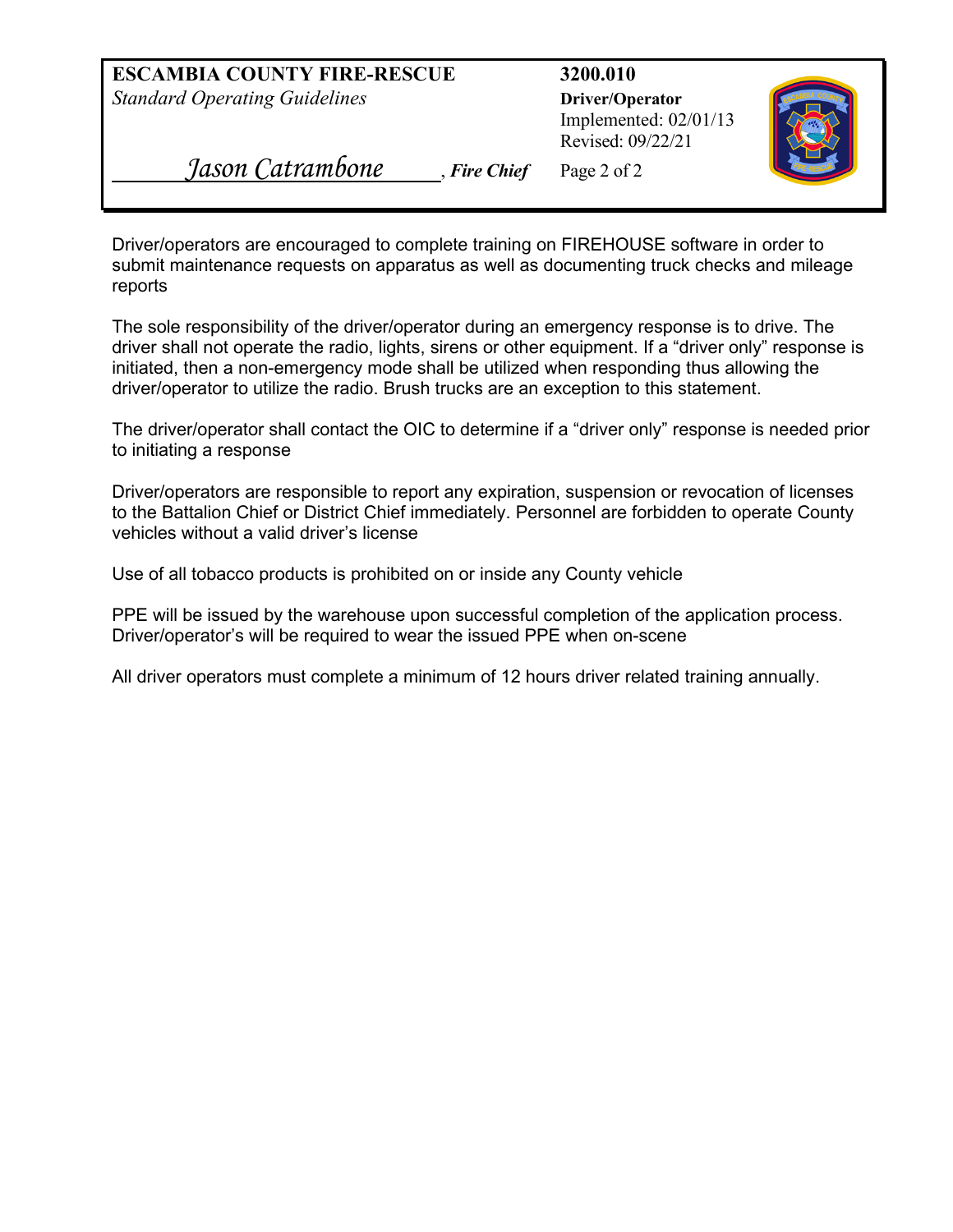Driver/operators are encouraged to complete training on FIREHOUSE software in order to submit maintenance requests on apparatus as well as documenting truck checks and mileage reports

The sole responsibility of the driver/operator during an emergency response is to drive. The driver shall not operate the radio, lights, sirens or other equipment. If a "driver only" response is initiated, then a non-emergency mode shall be utilized when responding thus allowing the driver/operator to utilize the radio. Brush trucks are an exception to this statement.

The driver/operator shall contact the OIC to determine if a "driver only" response is needed prior to initiating a response

Driver/operators are responsible to report any expiration, suspension or revocation of licenses to the Battalion Chief or District Chief immediately. Personnel are forbidden to operate County vehicles without a valid driver's license

Use of all tobacco products is prohibited on or inside any County vehicle

PPE will be issued by the warehouse upon successful completion of the application process. Driver/operator's will be required to wear the issued PPE when on-scene

All driver operators must complete a minimum of 12 hours driver related training annually.